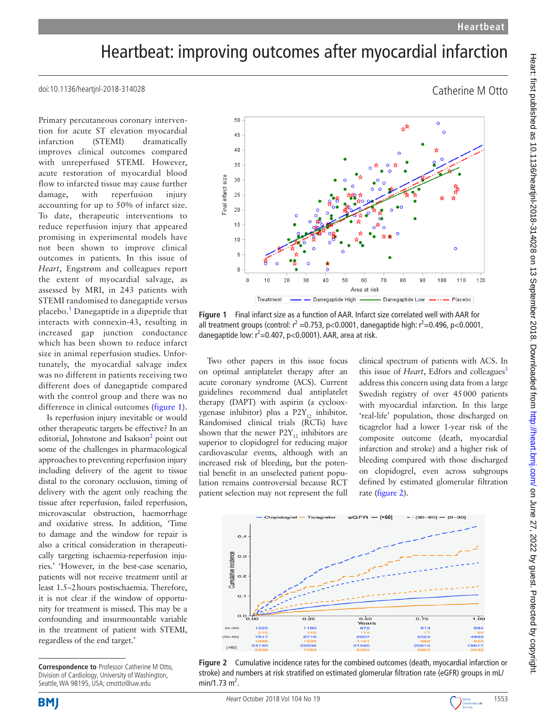# Heartbeat: improving outcomes after myocardial infarction

doi:10.1136/heartjnl-2018-314028

Catherine M Otto

Primary percutaneous coronary intervention for acute ST elevation myocardial infarction (STEMI) dramatically improves clinical outcomes compared with unreperfused STEMI. However, acute restoration of myocardial blood flow to infarcted tissue may cause further damage, with reperfusion injury accounting for up to 50% of infarct size. To date, therapeutic interventions to reduce reperfusion injury that appeared promising in experimental models have not been shown to improve clinical outcomes in patients. In this issue of *Heart*, Engstrøm and colleagues report the extent of myocardial salvage, as assessed by MRI, in 243 patients with STEMI randomised to danegaptide versus placebo.[1] Danegaptide in a dipeptide that interacts with connexin-43, resulting in increased gap junction conductance which has been shown to reduce infarct size in animal reperfusion studies. Unfortunately, the myocardial salvage index was no different in patients receiving two different does of danegaptide compared with the control group and there was no difference in clinical outcomes (figure 1).

Is reperfusion injury inevitable or would other therapeutic targets be effective? In an editorial, Johnstone and Isakson[2] point out some of the challenges in pharmacological approaches to preventing reperfusion injury including delivery of the agent to tissue distal to the coronary occlusion, timing of delivery with the agent only reaching the tissue after reperfusion, failed reperfusion, microvascular obstruction, haemorrhage and oxidative stress. In addition, 'Time to damage and the window for repair is also a critical consideration in therapeutically targeting ischaemia-reperfusion injuries.' 'However, in the best-case scenario, patients will not receive treatment until at least 1.5–2 hours postischaemia. Therefore, it is not clear if the window of opportunity for treatment is missed. This may be a confounding and insurmountable variable in the treatment of patient with STEMI, regardless of the end target.'

Figure 1 Final infarct size as a function of AAR. Infarct size correlated well with AAR for all treatment groups (control: $r^2$ =0.753, p<0.0001, danegaptide high: $r^2$=0.496, p<0.0001, danegaptide low: $r^2$=0.407, p<0.0001). AAR, area at risk.

Two other papers in this issue focus on optimal antiplatelet therapy after an acute coronary syndrome (ACS). Current guidelines recommend dual antiplatelet therapy (DAPT) with aspirin (a cyclooxygenase inhibitor) plus a $P2Y_{12}$ inhibitor. Randomised clinical trials (RCTs) have shown that the newer $P2Y_{12}$ inhibitors are superior to clopidogrel for reducing major cardiovascular events, although with an increased risk of bleeding, but the potential benefit in an unselected patient population remains controversial because RCT patient selection may not represent the full clinical spectrum of patients with ACS. In this issue of *Heart*, Edfors and colleagues[3] address this concern using data from a large Swedish registry of over 45 000 patients with myocardial infarction. In this large 'real-life' population, those discharged on ticagrelor had a lower 1-year risk of the composite outcome (death, myocardial infarction and stroke) and a higher risk of bleeding compared with those discharged on clopidogrel, even across subgroups defined by estimated glomerular filtration rate (figure 2).

Figure 2 Cumulative incidence rates for the combined outcomes (death, myocardial infarction or stroke) and numbers at risk stratified on estimated glomerular filtration rate (eGFR) groups in mL/min/1.73 m$^2$.

**Correspondence to** Professor Catherine M Otto, Division of Cardiology, University of Washington, Seattle, WA 98195, USA; cmotto@uw.edu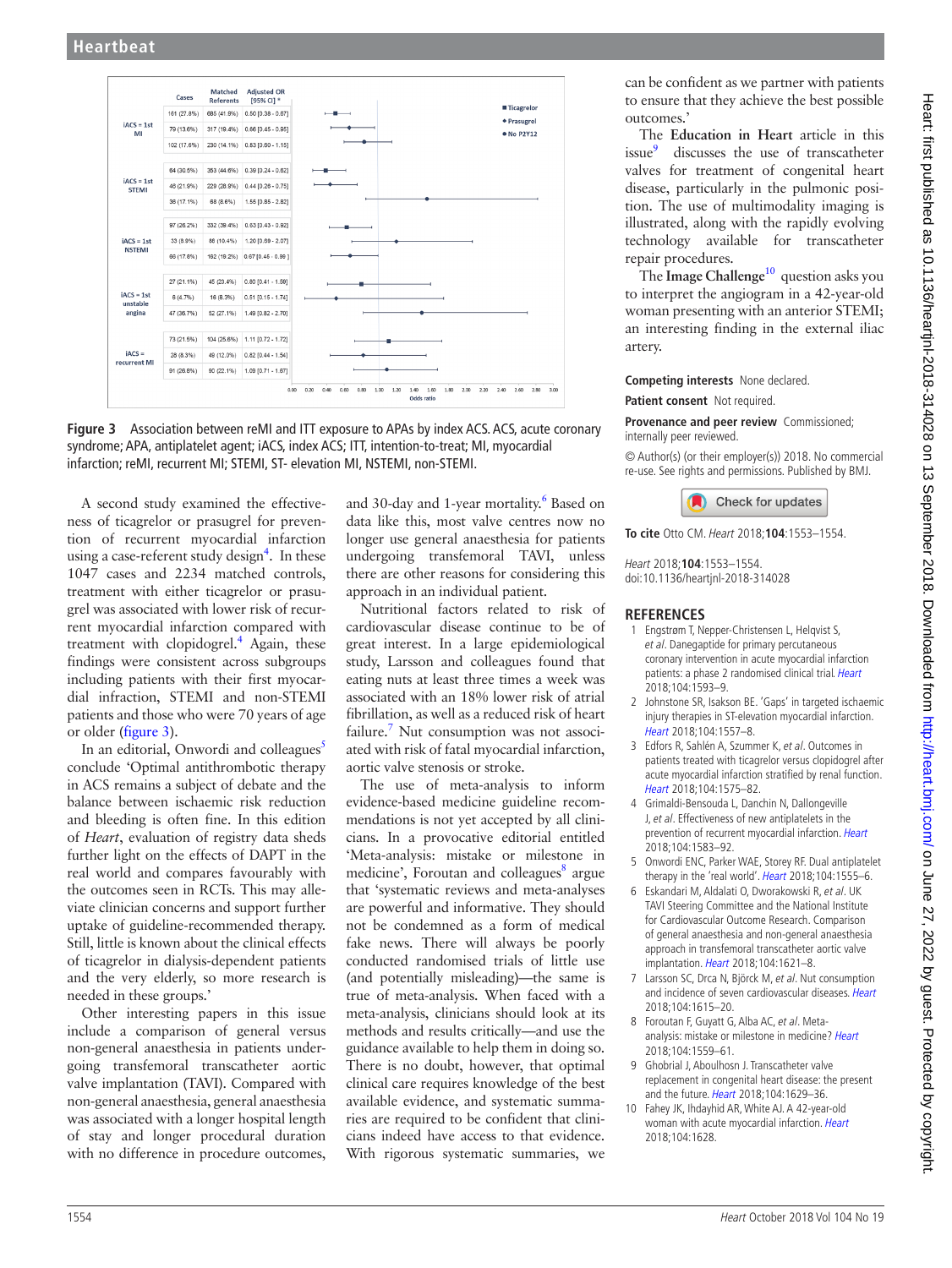Cases | Matched Referents | Adjusted OR [95% CI] *

iACS = 1st MI
181 (27.8%) | 685 (41.9%) | 0.50 [0.38 - 0.67]
79 (13.6%) | 317 (19.4%) | 0.66 [0.45 - 0.95]
102 (17.6%) | 230 (14.1%) | 0.83 [0.60 - 1.15]

iACS = 1st STEMI
64 (30.5%) | 353 (44.6%) | 0.39 [0.24 - 0.62]
46 (21.9%) | 229 (28.9%) | 0.44 [0.26 - 0.75]
36 (17.1%) | 68 (8.6%) | 1.55 [0.85 - 2.82]

iACS = 1st NSTEMI
97 (26.2%) | 332 (39.4%) | 0.63 [0.43 - 0.92]
33 (8.9%) | 88 (10.4%) | 1.20 [0.69 - 2.07]
66 (17.8%) | 162 (19.2%) | 0.67 [0.45 - 0.99]

iACS = 1st unstable angina
27 (21.1%) | 45 (23.4%) | 0.80 [0.41 - 1.58]
6 (4.7%) | 16 (8.3%) | 0.51 [0.15 - 1.74]
47 (36.7%) | 52 (27.1%) | 1.49 [0.82 - 2.70]

iACS = recurrent MI
73 (21.5%) | 104 (25.6%) | 1.11 [0.72 - 1.72]
28 (8.3%) | 49 (12.0%) | 0.82 [0.44 - 1.54]
91 (26.8%) | 90 (22.1%) | 1.09 [0.71 - 1.67]

Ticagrelor
Prasugrel
No P2Y12

0.00 0.20 0.40 0.60 0.80 1.00 1.20 1.40 1.60 1.80 2.00 2.20 2.40 2.60 2.80 3.00
Odds ratio

**Figure 3** Association between reMI and ITT exposure to APAs by index ACS. ACS, acute coronary syndrome; APA, antiplatelet agent; iACS, index ACS; ITT, intention-to-treat; MI, myocardial infarction; reMI, recurrent MI; STEMI, ST- elevation MI, NSTEMI, non-STEMI.

A second study examined the effectiveness of ticagrelor or prasugrel for prevention of recurrent myocardial infarction using a case-referent study design[4]. In these 1047 cases and 2234 matched controls, treatment with either ticagrelor or prasugrel was associated with lower risk of recurrent myocardial infarction compared with treatment with clopidogrel.[4] Again, these findings were consistent across subgroups including patients with their first myocardial infraction, STEMI and non-STEMI patients and those who were 70 years of age or older (figure 3).

In an editorial, Onwordi and colleagues[5] conclude 'Optimal antithrombotic therapy in ACS remains a subject of debate and the balance between ischaemic risk reduction and bleeding is often fine. In this edition of *Heart*, evaluation of registry data sheds further light on the effects of DAPT in the real world and compares favourably with the outcomes seen in RCTs. This may alleviate clinician concerns and support further uptake of guideline-recommended therapy. Still, little is known about the clinical effects of ticagrelor in dialysis-dependent patients and the very elderly, so more research is needed in these groups.'

Other interesting papers in this issue include a comparison of general versus non-general anaesthesia in patients undergoing transfemoral transcatheter aortic valve implantation (TAVI). Compared with non-general anaesthesia, general anaesthesia was associated with a longer hospital length of stay and longer procedural duration with no difference in procedure outcomes, and 30-day and 1-year mortality.[6] Based on data like this, most valve centres now no longer use general anaesthesia for patients undergoing transfemoral TAVI, unless there are other reasons for considering this approach in an individual patient.

Nutritional factors related to risk of cardiovascular disease continue to be of great interest. In a large epidemiological study, Larsson and colleagues found that eating nuts at least three times a week was associated with an 18% lower risk of atrial fibrillation, as well as a reduced risk of heart failure.[7] Nut consumption was not associated with risk of fatal myocardial infarction, aortic valve stenosis or stroke.

The use of meta-analysis to inform evidence-based medicine guideline recommendations is not yet accepted by all clinicians. In a provocative editorial entitled 'Meta-analysis: mistake or milestone in medicine', Foroutan and colleagues[8] argue that 'systematic reviews and meta-analyses are powerful and informative. They should not be condemned as a form of medical fake news. There will always be poorly conducted randomised trials of little use (and potentially misleading)—the same is true of meta-analysis. When faced with a meta-analysis, clinicians should look at its methods and results critically—and use the guidance available to help them in doing so. There is no doubt, however, that optimal clinical care requires knowledge of the best available evidence, and systematic summaries are required to be confident that clinicians indeed have access to that evidence. With rigorous systematic summaries, we can be confident as we partner with patients to ensure that they achieve the best possible outcomes.'

The **Education in Heart** article in this issue[9] discusses the use of transcatheter valves for treatment of congenital heart disease, particularly in the pulmonic position. The use of multimodality imaging is illustrated, along with the rapidly evolving technology available for transcatheter repair procedures.

The **Image Challenge**[10] question asks you to interpret the angiogram in a 42-year-old woman presenting with an anterior STEMI; an interesting finding in the external iliac artery.

**Competing interests** None declared.

**Patient consent** Not required.

**Provenance and peer review** Commissioned; internally peer reviewed.

© Author(s) (or their employer(s)) 2018. No commercial re-use. See rights and permissions. Published by BMJ.

Check for updates

**To cite** Otto CM. *Heart* 2018;**104**:1553–1554.

*Heart* 2018;**104**:1553–1554.
doi:10.1136/heartjnl-2018-314028

## REFERENCES

1. Engstrøm T, Nepper-Christensen L, Helqvist S, *et al*. Danegaptide for primary percutaneous coronary intervention in acute myocardial infarction patients: a phase 2 randomised clinical trial. *Heart* 2018;104:1593–9.
2. Johnstone SR, Isakson BE. 'Gaps' in targeted ischaemic injury therapies in ST-elevation myocardial infarction. *Heart* 2018;104:1557–8.
3. Edfors R, Sahlén A, Szummer K, *et al*. Outcomes in patients treated with ticagrelor versus clopidogrel after acute myocardial infarction stratified by renal function. *Heart* 2018;104:1575–82.
4. Grimaldi-Bensouda L, Danchin N, Dallongeville J, *et al*. Effectiveness of new antiplatelets in the prevention of recurrent myocardial infarction. *Heart* 2018;104:1583–92.
5. Onwordi ENC, Parker WAE, Storey RF. Dual antiplatelet therapy in the 'real world'. *Heart* 2018;104:1555–6.
6. Eskandari M, Aldalati O, Dworakowski R, *et al*. UK TAVI Steering Committee and the National Institute for Cardiovascular Outcome Research. Comparison of general anaesthesia and non-general anaesthesia approach in transfemoral transcatheter aortic valve implantation. *Heart* 2018;104:1621–8.
7. Larsson SC, Drca N, Björck M, *et al*. Nut consumption and incidence of seven cardiovascular diseases. *Heart* 2018;104:1615–20.
8. Foroutan F, Guyatt G, Alba AC, *et al*. Meta-analysis: mistake or milestone in medicine? *Heart* 2018;104:1559–61.
9. Ghobrial J, Aboulhosn J. Transcatheter valve replacement in congenital heart disease: the present and the future. *Heart* 2018;104:1629–36.
10. Fahey JK, Ihdayhid AR, White AJ. A 42-year-old woman with acute myocardial infarction. *Heart* 2018;104:1628.